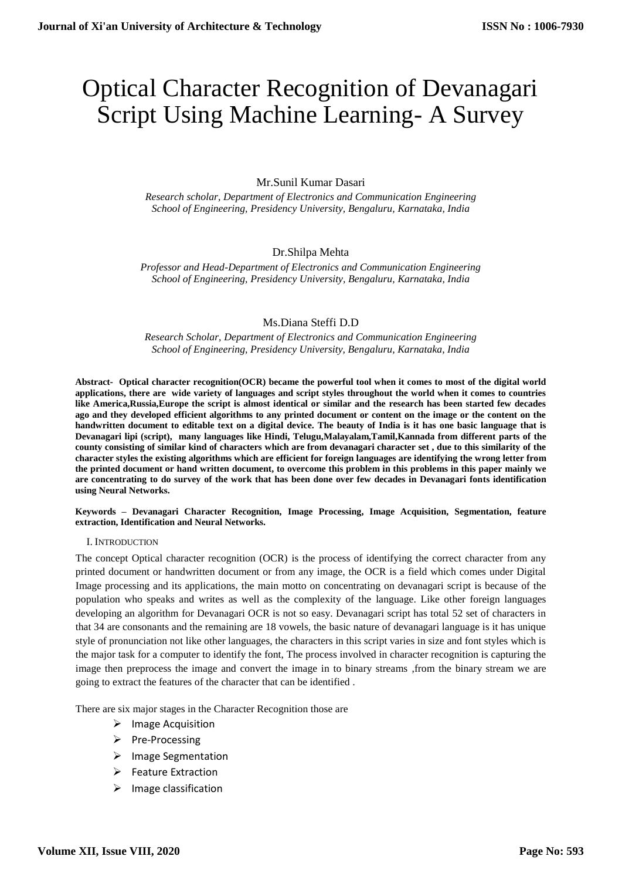# Optical Character Recognition of Devanagari Script Using Machine Learning- A Survey

Mr.Sunil Kumar Dasari

*Research scholar, Department of Electronics and Communication Engineering*
*School of Engineering, Presidency University, Bengaluru, Karnataka, India*

Dr.Shilpa Mehta

*Professor and Head-Department of Electronics and Communication Engineering*
*School of Engineering, Presidency University, Bengaluru, Karnataka, India*

Ms.Diana Steffi D.D

*Research Scholar, Department of Electronics and Communication Engineering*
*School of Engineering, Presidency University, Bengaluru, Karnataka, India*

**Abstract- Optical character recognition(OCR) became the powerful tool when it comes to most of the digital world applications, there are wide variety of languages and script styles throughout the world when it comes to countries like America,Russia,Europe the script is almost identical or similar and the research has been started few decades ago and they developed efficient algorithms to any printed document or content on the image or the content on the handwritten document to editable text on a digital device. The beauty of India is it has one basic language that is Devanagari lipi (script), many languages like Hindi, Telugu,Malayalam,Tamil,Kannada from different parts of the county consisting of similar kind of characters which are from devanagari character set , due to this similarity of the character styles the existing algorithms which are efficient for foreign languages are identifying the wrong letter from the printed document or hand written document, to overcome this problem in this problems in this paper mainly we are concentrating to do survey of the work that has been done over few decades in Devanagari fonts identification using Neural Networks.**

**Keywords – Devanagari Character Recognition, Image Processing, Image Acquisition, Segmentation, feature extraction, Identification and Neural Networks.**

## I. Introduction

The concept Optical character recognition (OCR) is the process of identifying the correct character from any printed document or handwritten document or from any image, the OCR is a field which comes under Digital Image processing and its applications, the main motto on concentrating on devanagari script is because of the population who speaks and writes as well as the complexity of the language. Like other foreign languages developing an algorithm for Devanagari OCR is not so easy. Devanagari script has total 52 set of characters in that 34 are consonants and the remaining are 18 vowels, the basic nature of devanagari language is it has unique style of pronunciation not like other languages, the characters in this script varies in size and font styles which is the major task for a computer to identify the font, The process involved in character recognition is capturing the image then preprocess the image and convert the image in to binary streams ,from the binary stream we are going to extract the features of the character that can be identified .

There are six major stages in the Character Recognition those are

- Image Acquisition
- Pre-Processing
- Image Segmentation
- Feature Extraction
- Image classification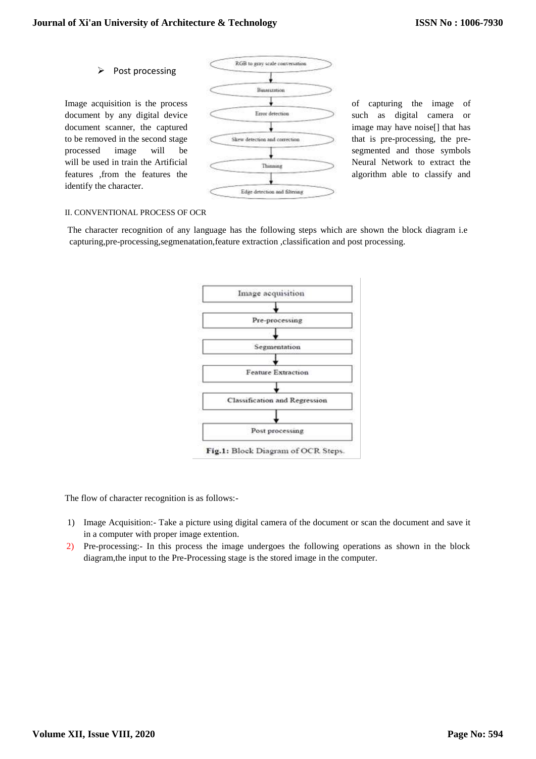- Post processing

Image acquisition is the process of capturing the image of document by any digital device such as digital camera or document scanner, the captured image may have noise[] that has to be removed in the second stage that is pre-processing, the pre-processed image will be segmented and those symbols will be used in train the Artificial Neural Network to extract the features ,from the features the algorithm able to classify and identify the character.

RGB to gray scale conversation → Binarization → Error detection → Skew detection and correction → Thinning → Edge detection and filtering

II. CONVENTIONAL PROCESS OF OCR

The character recognition of any language has the following steps which are shown the block diagram i.e capturing,pre-processing,segmenatation,feature extraction ,classification and post processing.

Image acquisition → Pre-processing → Segmentation → Feature Extraction → Classification and Regression → Post processing

**Fig.1:** Block Diagram of OCR Steps.

The flow of character recognition is as follows:-

1) Image Acquisition:- Take a picture using digital camera of the document or scan the document and save it in a computer with proper image extention.
2) Pre-processing:- In this process the image undergoes the following operations as shown in the block diagram,the input to the Pre-Processing stage is the stored image in the computer.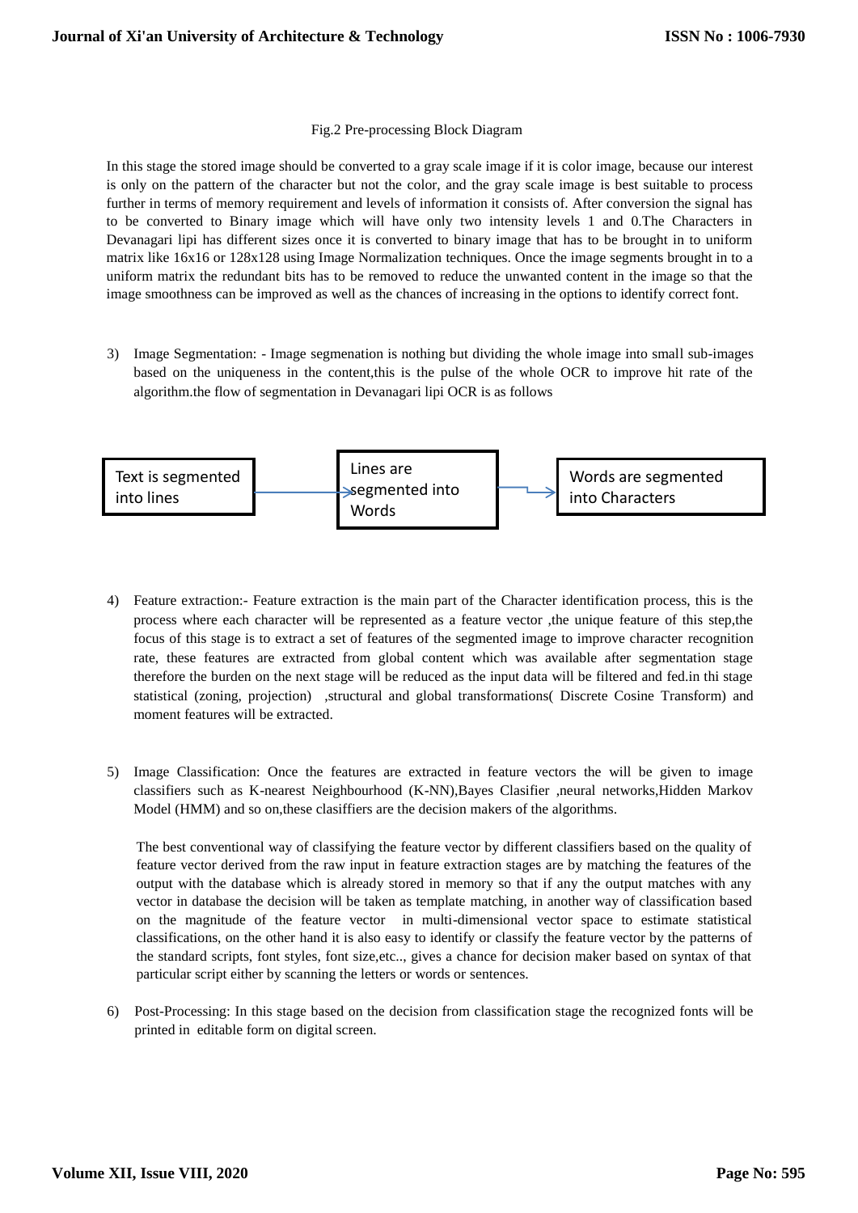Fig.2 Pre-processing Block Diagram

In this stage the stored image should be converted to a gray scale image if it is color image, because our interest is only on the pattern of the character but not the color, and the gray scale image is best suitable to process further in terms of memory requirement and levels of information it consists of. After conversion the signal has to be converted to Binary image which will have only two intensity levels 1 and 0.The Characters in Devanagari lipi has different sizes once it is converted to binary image that has to be brought in to uniform matrix like 16x16 or 128x128 using Image Normalization techniques. Once the image segments brought in to a uniform matrix the redundant bits has to be removed to reduce the unwanted content in the image so that the image smoothness can be improved as well as the chances of increasing in the options to identify correct font.

3) Image Segmentation: - Image segmenation is nothing but dividing the whole image into small sub-images based on the uniqueness in the content,this is the pulse of the whole OCR to improve hit rate of the algorithm.the flow of segmentation in Devanagari lipi OCR is as follows

Text is segmented into lines → Lines are segmented into Words → Words are segmented into Characters

4) Feature extraction:- Feature extraction is the main part of the Character identification process, this is the process where each character will be represented as a feature vector ,the unique feature of this step,the focus of this stage is to extract a set of features of the segmented image to improve character recognition rate, these features are extracted from global content which was available after segmentation stage therefore the burden on the next stage will be reduced as the input data will be filtered and fed.in thi stage statistical (zoning, projection) ,structural and global transformations( Discrete Cosine Transform) and moment features will be extracted.

5) Image Classification: Once the features are extracted in feature vectors the will be given to image classifiers such as K-nearest Neighbourhood (K-NN),Bayes Clasifier ,neural networks,Hidden Markov Model (HMM) and so on,these clasiffiers are the decision makers of the algorithms.

   The best conventional way of classifying the feature vector by different classifiers based on the quality of feature vector derived from the raw input in feature extraction stages are by matching the features of the output with the database which is already stored in memory so that if any the output matches with any vector in database the decision will be taken as template matching, in another way of classification based on the magnitude of the feature vector in multi-dimensional vector space to estimate statistical classifications, on the other hand it is also easy to identify or classify the feature vector by the patterns of the standard scripts, font styles, font size,etc.., gives a chance for decision maker based on syntax of that particular script either by scanning the letters or words or sentences.

6) Post-Processing: In this stage based on the decision from classification stage the recognized fonts will be printed in editable form on digital screen.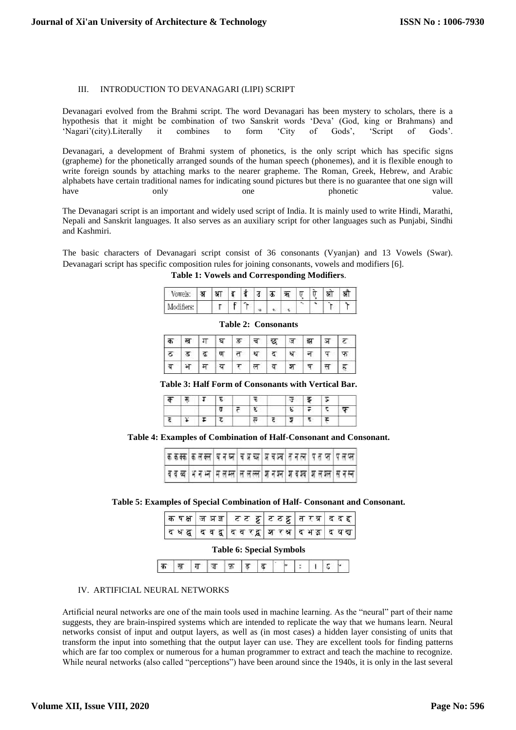## III. INTRODUCTION TO DEVANAGARI (LIPI) SCRIPT

Devanagari evolved from the Brahmi script. The word Devanagari has been mystery to scholars, there is a hypothesis that it might be combination of two Sanskrit words 'Deva' (God, king or Brahmans) and 'Nagari'(city).Literally it combines to form 'City of Gods', 'Script of Gods'.

Devanagari, a development of Brahmi system of phonetics, is the only script which has specific signs (grapheme) for the phonetically arranged sounds of the human speech (phonemes), and it is flexible enough to write foreign sounds by attaching marks to the nearer grapheme. The Roman, Greek, Hebrew, and Arabic alphabets have certain traditional names for indicating sound pictures but there is no guarantee that one sign will have only one phonetic value.

The Devanagari script is an important and widely used script of India. It is mainly used to write Hindi, Marathi, Nepali and Sanskrit languages. It also serves as an auxiliary script for other languages such as Punjabi, Sindhi and Kashmiri.

The basic characters of Devanagari script consist of 36 consonants (Vyanjan) and 13 Vowels (Swar). Devanagari script has specific composition rules for joining consonants, vowels and modifiers [6].

**Table 1: Vowels and Corresponding Modifiers**.

| Vowels: | अ | आ | इ | ई | उ | ऊ | ऋ | ए | ऐ | ओ | औ |
|---|---|---|---|---|---|---|---|---|---|---|---|
| Modifiers: | | ा | ि | ी | ु | ू | ृ | े | ै | ो | ौ |

**Table 2: Consonants**

| क | ख | ग | घ | ङ | च | छ | ज | झ | ञ | ट |
|---|---|---|---|---|---|---|---|---|---|---|
| ठ | ड | ढ | ण | त | थ | द | ध | न | प | फ |
| ब | भ | म | य | र | ल | व | श | ष | स | ह |

**Table 3: Half Form of Consonants with Vertical Bar.**

| क् | ख् | ग् | घ् | | च् | | ज् | झ् | ञ् | |
|---|---|---|---|---|---|---|---|---|---|---|
| | | | ण् | त् | थ् | | ध् | न् | प् | फ् |
| ब् | भ् | म् | य् | | ल् | व् | श् | ष् | स् | |

**Table 4: Examples of Combination of Half-Consonant and Consonant.**

| क क क्क | क ल क्ल | घ न घ्न | च छ च्छ | ञ च ञ्च | त न त्न | प त प्त | प ल प्ल |
|---|---|---|---|---|---|---|---|
| ब द ब्द | भ न भ्न | म ल म्ल | ल ल ल्ल | श न श्न | श व श्व | श ल श्ल | स न स्न |

**Table 5: Examples of Special Combination of Half- Consonant and Consonant.**

| क ष क्ष | ज ञ ज्ञ | ट ट ट्ट | ट ठ ट्ठ | त र त्र | द द द्द |
|---|---|---|---|---|---|
| द ध द्ध | द व द्व | द व र द्व्र | श र श्र | द भ द्भ | द य द्य |

**Table 6: Special Symbols**

| क़ | ख़ | ग़ | ज़ | फ़ | ड़ | ढ़ | ँ | ं | ः | । | ऽ | ॰ |
|---|---|---|---|---|---|---|---|---|---|---|---|---|

## IV. ARTIFICIAL NEURAL NETWORKS

Artificial neural networks are one of the main tools used in machine learning. As the "neural" part of their name suggests, they are brain-inspired systems which are intended to replicate the way that we humans learn. Neural networks consist of input and output layers, as well as (in most cases) a hidden layer consisting of units that transform the input into something that the output layer can use. They are excellent tools for finding patterns which are far too complex or numerous for a human programmer to extract and teach the machine to recognize. While neural networks (also called "perceptions") have been around since the 1940s, it is only in the last several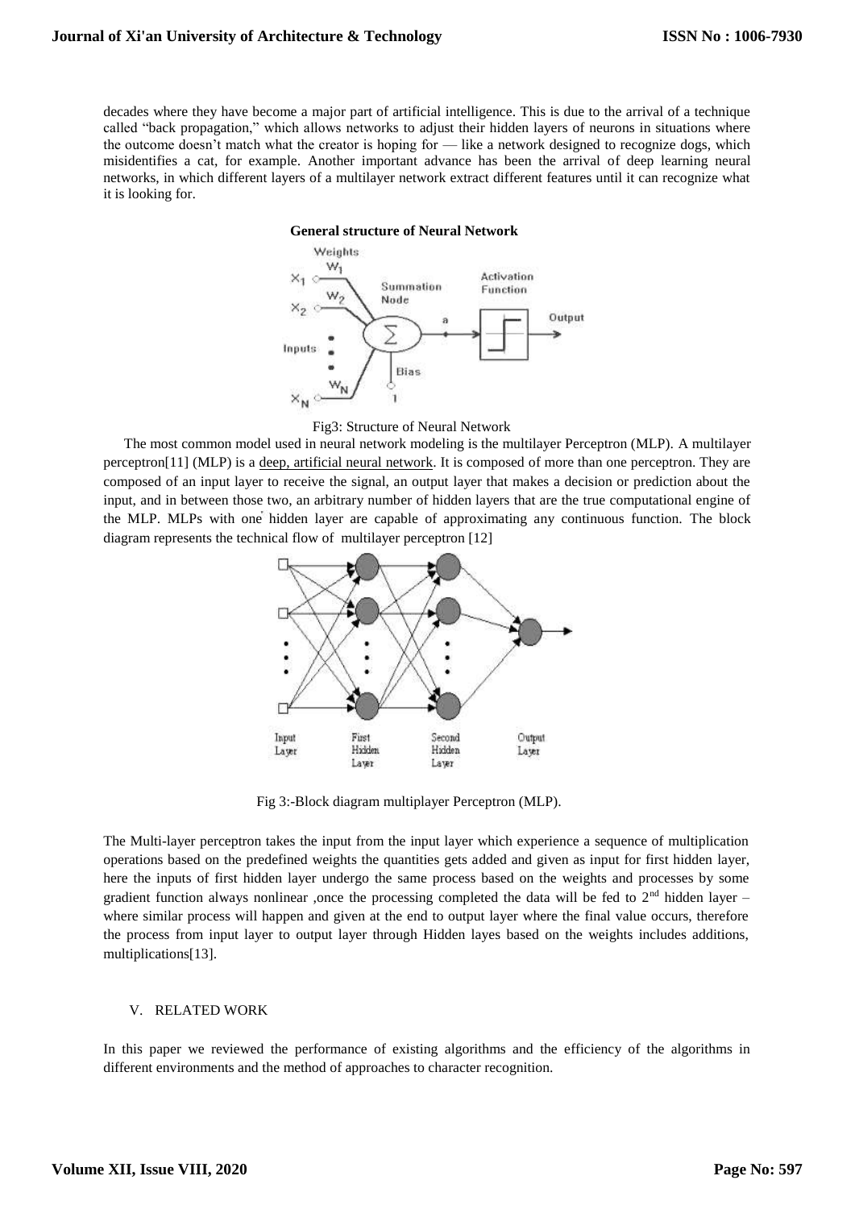decades where they have become a major part of artificial intelligence. This is due to the arrival of a technique called "back propagation," which allows networks to adjust their hidden layers of neurons in situations where the outcome doesn't match what the creator is hoping for — like a network designed to recognize dogs, which misidentifies a cat, for example. Another important advance has been the arrival of deep learning neural networks, in which different layers of a multilayer network extract different features until it can recognize what it is looking for.

**General structure of Neural Network**

Fig3: Structure of Neural Network

The most common model used in neural network modeling is the multilayer Perceptron (MLP). A multilayer perceptron[11] (MLP) is a deep, artificial neural network. It is composed of more than one perceptron. They are composed of an input layer to receive the signal, an output layer that makes a decision or prediction about the input, and in between those two, an arbitrary number of hidden layers that are the true computational engine of the MLP. MLPs with one hidden layer are capable of approximating any continuous function. The block diagram represents the technical flow of multilayer perceptron [12]

Fig 3:-Block diagram multiplayer Perceptron (MLP).

The Multi-layer perceptron takes the input from the input layer which experience a sequence of multiplication operations based on the predefined weights the quantities gets added and given as input for first hidden layer, here the inputs of first hidden layer undergo the same process based on the weights and processes by some gradient function always nonlinear ,once the processing completed the data will be fed to 2nd hidden layer – where similar process will happen and given at the end to output layer where the final value occurs, therefore the process from input layer to output layer through Hidden layes based on the weights includes additions, multiplications[13].

## V. RELATED WORK

In this paper we reviewed the performance of existing algorithms and the efficiency of the algorithms in different environments and the method of approaches to character recognition.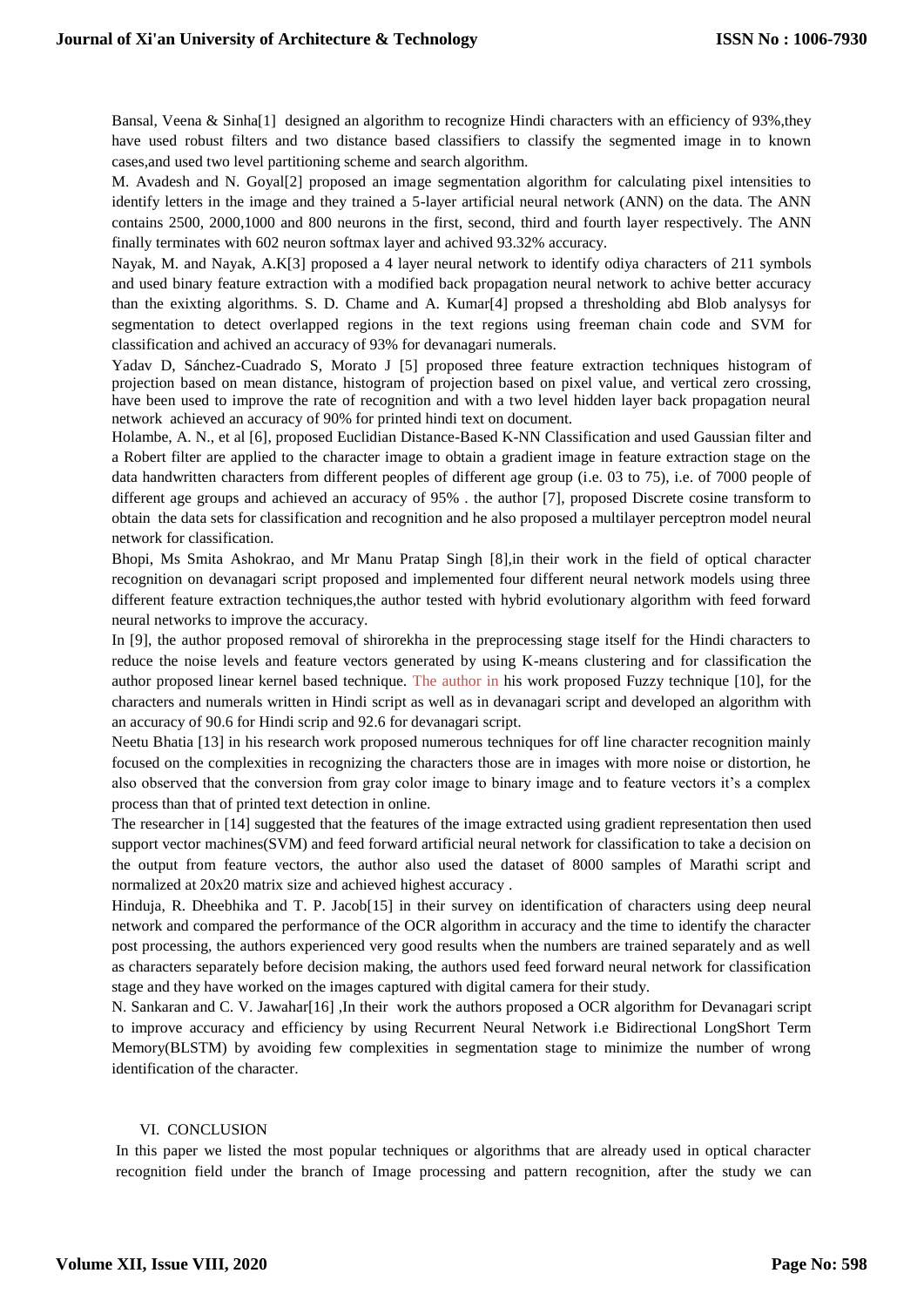Bansal, Veena & Sinha[1] designed an algorithm to recognize Hindi characters with an efficiency of 93%,they have used robust filters and two distance based classifiers to classify the segmented image in to known cases,and used two level partitioning scheme and search algorithm.

M. Avadesh and N. Goyal[2] proposed an image segmentation algorithm for calculating pixel intensities to identify letters in the image and they trained a 5-layer artificial neural network (ANN) on the data. The ANN contains 2500, 2000,1000 and 800 neurons in the first, second, third and fourth layer respectively. The ANN finally terminates with 602 neuron softmax layer and achived 93.32% accuracy.

Nayak, M. and Nayak, A.K[3] proposed a 4 layer neural network to identify odiya characters of 211 symbols and used binary feature extraction with a modified back propagation neural network to achive better accuracy than the exixting algorithms. S. D. Chame and A. Kumar[4] propsed a thresholding abd Blob analysys for segmentation to detect overlapped regions in the text regions using freeman chain code and SVM for classification and achived an accuracy of 93% for devanagari numerals.

Yadav D, Sánchez-Cuadrado S, Morato J [5] proposed three feature extraction techniques histogram of projection based on mean distance, histogram of projection based on pixel value, and vertical zero crossing, have been used to improve the rate of recognition and with a two level hidden layer back propagation neural network achieved an accuracy of 90% for printed hindi text on document.

Holambe, A. N., et al [6], proposed Euclidian Distance-Based K-NN Classification and used Gaussian filter and a Robert filter are applied to the character image to obtain a gradient image in feature extraction stage on the data handwritten characters from different peoples of different age group (i.e. 03 to 75), i.e. of 7000 people of different age groups and achieved an accuracy of 95% . the author [7], proposed Discrete cosine transform to obtain the data sets for classification and recognition and he also proposed a multilayer perceptron model neural network for classification.

Bhopi, Ms Smita Ashokrao, and Mr Manu Pratap Singh [8],in their work in the field of optical character recognition on devanagari script proposed and implemented four different neural network models using three different feature extraction techniques,the author tested with hybrid evolutionary algorithm with feed forward neural networks to improve the accuracy.

In [9], the author proposed removal of shirorekha in the preprocessing stage itself for the Hindi characters to reduce the noise levels and feature vectors generated by using K-means clustering and for classification the author proposed linear kernel based technique. The author in his work proposed Fuzzy technique [10], for the characters and numerals written in Hindi script as well as in devanagari script and developed an algorithm with an accuracy of 90.6 for Hindi scrip and 92.6 for devanagari script.

Neetu Bhatia [13] in his research work proposed numerous techniques for off line character recognition mainly focused on the complexities in recognizing the characters those are in images with more noise or distortion, he also observed that the conversion from gray color image to binary image and to feature vectors it's a complex process than that of printed text detection in online.

The researcher in [14] suggested that the features of the image extracted using gradient representation then used support vector machines(SVM) and feed forward artificial neural network for classification to take a decision on the output from feature vectors, the author also used the dataset of 8000 samples of Marathi script and normalized at 20x20 matrix size and achieved highest accuracy .

Hinduja, R. Dheebhika and T. P. Jacob[15] in their survey on identification of characters using deep neural network and compared the performance of the OCR algorithm in accuracy and the time to identify the character post processing, the authors experienced very good results when the numbers are trained separately and as well as characters separately before decision making, the authors used feed forward neural network for classification stage and they have worked on the images captured with digital camera for their study.

N. Sankaran and C. V. Jawahar[16] ,In their work the authors proposed a OCR algorithm for Devanagari script to improve accuracy and efficiency by using Recurrent Neural Network i.e Bidirectional LongShort Term Memory(BLSTM) by avoiding few complexities in segmentation stage to minimize the number of wrong identification of the character.

## VI. CONCLUSION

In this paper we listed the most popular techniques or algorithms that are already used in optical character recognition field under the branch of Image processing and pattern recognition, after the study we can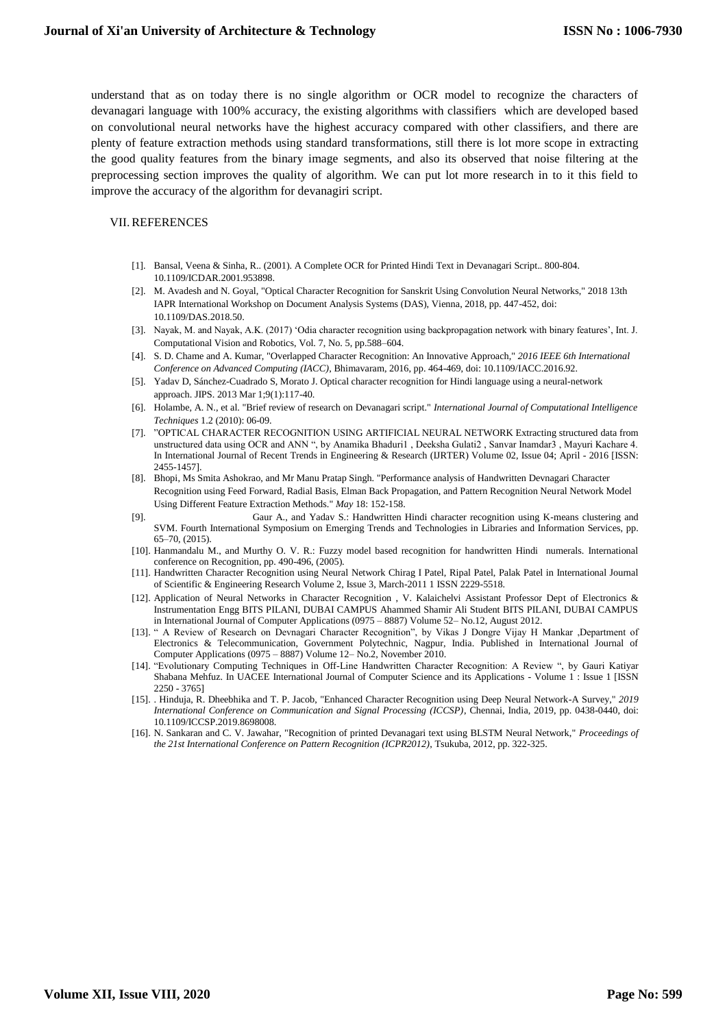understand that as on today there is no single algorithm or OCR model to recognize the characters of devanagari language with 100% accuracy, the existing algorithms with classifiers which are developed based on convolutional neural networks have the highest accuracy compared with other classifiers, and there are plenty of feature extraction methods using standard transformations, still there is lot more scope in extracting the good quality features from the binary image segments, and also its observed that noise filtering at the preprocessing section improves the quality of algorithm. We can put lot more research in to it this field to improve the accuracy of the algorithm for devanagiri script.

## VII. REFERENCES

[1]. Bansal, Veena & Sinha, R.. (2001). A Complete OCR for Printed Hindi Text in Devanagari Script.. 800-804. 10.1109/ICDAR.2001.953898.

[2]. M. Avadesh and N. Goyal, "Optical Character Recognition for Sanskrit Using Convolution Neural Networks," 2018 13th IAPR International Workshop on Document Analysis Systems (DAS), Vienna, 2018, pp. 447-452, doi: 10.1109/DAS.2018.50.

[3]. Nayak, M. and Nayak, A.K. (2017) 'Odia character recognition using backpropagation network with binary features', Int. J. Computational Vision and Robotics, Vol. 7, No. 5, pp.588–604.

[4]. S. D. Chame and A. Kumar, "Overlapped Character Recognition: An Innovative Approach," *2016 IEEE 6th International Conference on Advanced Computing (IACC)*, Bhimavaram, 2016, pp. 464-469, doi: 10.1109/IACC.2016.92.

[5]. Yadav D, Sánchez-Cuadrado S, Morato J. Optical character recognition for Hindi language using a neural-network approach. JIPS. 2013 Mar 1;9(1):117-40.

[6]. Holambe, A. N., et al. "Brief review of research on Devanagari script." *International Journal of Computational Intelligence Techniques* 1.2 (2010): 06-09.

[7]. "OPTICAL CHARACTER RECOGNITION USING ARTIFICIAL NEURAL NETWORK Extracting structured data from unstructured data using OCR and ANN ", by Anamika Bhaduri1 , Deeksha Gulati2 , Sanvar Inamdar3 , Mayuri Kachare 4. In International Journal of Recent Trends in Engineering & Research (IJRTER) Volume 02, Issue 04; April - 2016 [ISSN: 2455-1457].

[8]. Bhopi, Ms Smita Ashokrao, and Mr Manu Pratap Singh. "Performance analysis of Handwritten Devnagari Character Recognition using Feed Forward, Radial Basis, Elman Back Propagation, and Pattern Recognition Neural Network Model Using Different Feature Extraction Methods." *May* 18: 152-158.

[9]. Gaur A., and Yadav S.: Handwritten Hindi character recognition using K-means clustering and SVM. Fourth International Symposium on Emerging Trends and Technologies in Libraries and Information Services, pp. 65–70, (2015).

[10]. Hanmandalu M., and Murthy O. V. R.: Fuzzy model based recognition for handwritten Hindi numerals. International conference on Recognition, pp. 490-496, (2005).

[11]. Handwritten Character Recognition using Neural Network Chirag I Patel, Ripal Patel, Palak Patel in International Journal of Scientific & Engineering Research Volume 2, Issue 3, March-2011 1 ISSN 2229-5518.

[12]. Application of Neural Networks in Character Recognition , V. Kalaichelvi Assistant Professor Dept of Electronics & Instrumentation Engg BITS PILANI, DUBAI CAMPUS Ahammed Shamir Ali Student BITS PILANI, DUBAI CAMPUS in International Journal of Computer Applications (0975 – 8887) Volume 52– No.12, August 2012.

[13]. " A Review of Research on Devnagari Character Recognition", by Vikas J Dongre Vijay H Mankar ,Department of Electronics & Telecommunication, Government Polytechnic, Nagpur, India. Published in International Journal of Computer Applications (0975 – 8887) Volume 12– No.2, November 2010.

[14]. "Evolutionary Computing Techniques in Off-Line Handwritten Character Recognition: A Review ", by Gauri Katiyar Shabana Mehfuz. In UACEE International Journal of Computer Science and its Applications - Volume 1 : Issue 1 [ISSN 2250 - 3765]

[15]. . Hinduja, R. Dheebhika and T. P. Jacob, "Enhanced Character Recognition using Deep Neural Network-A Survey," *2019 International Conference on Communication and Signal Processing (ICCSP)*, Chennai, India, 2019, pp. 0438-0440, doi: 10.1109/ICCSP.2019.8698008.

[16]. N. Sankaran and C. V. Jawahar, "Recognition of printed Devanagari text using BLSTM Neural Network," *Proceedings of the 21st International Conference on Pattern Recognition (ICPR2012)*, Tsukuba, 2012, pp. 322-325.